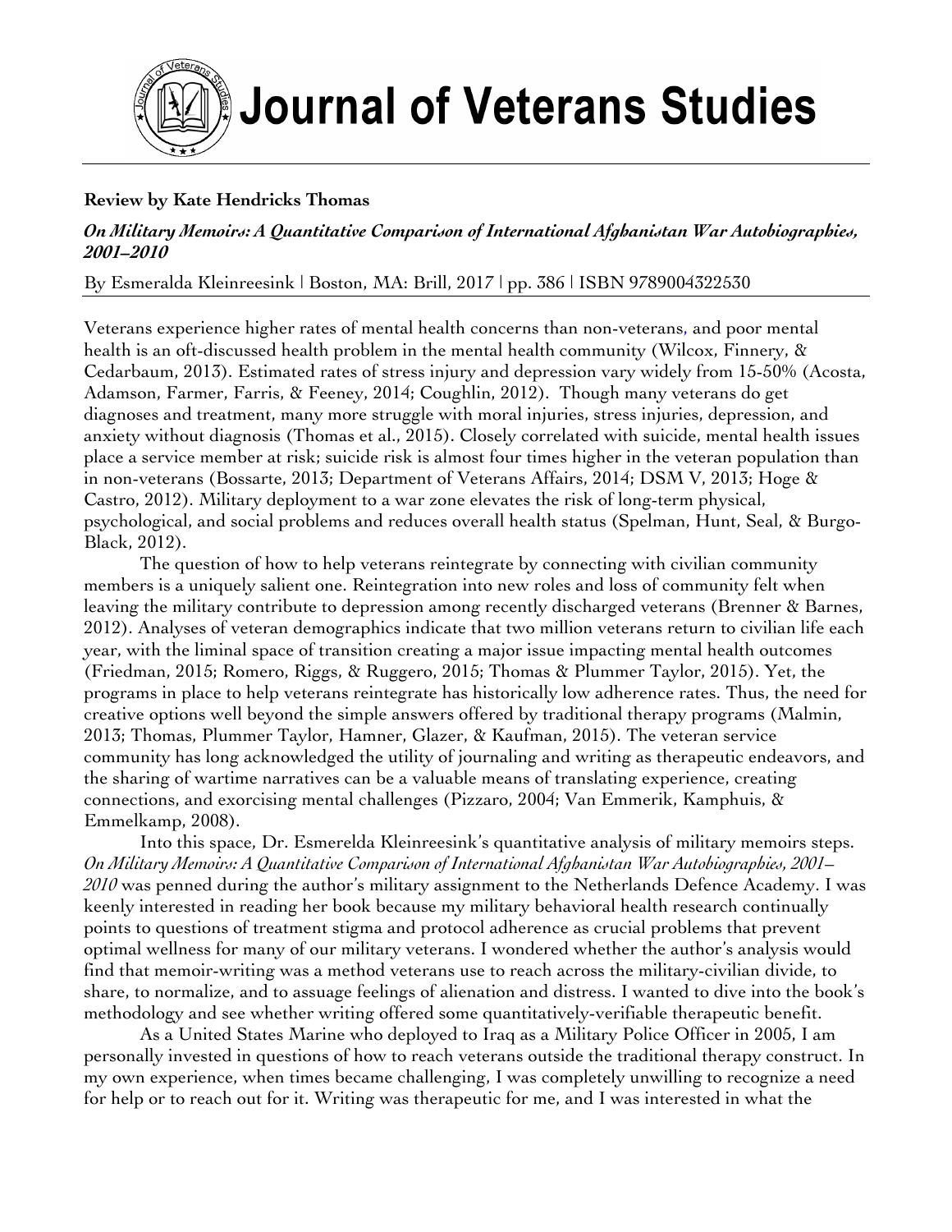# Journal of Veterans Studies

**Review by Kate Hendricks Thomas**

***On Military Memoirs: A Quantitative Comparison of International Afghanistan War Autobiographies, 2001–2010***

By Esmeralda Kleinreesink | Boston, MA: Brill, 2017 | pp. 386 | ISBN 9789004322530

Veterans experience higher rates of mental health concerns than non-veterans, and poor mental health is an oft-discussed health problem in the mental health community (Wilcox, Finnery, & Cedarbaum, 2013). Estimated rates of stress injury and depression vary widely from 15-50% (Acosta, Adamson, Farmer, Farris, & Feeney, 2014; Coughlin, 2012). Though many veterans do get diagnoses and treatment, many more struggle with moral injuries, stress injuries, depression, and anxiety without diagnosis (Thomas et al., 2015). Closely correlated with suicide, mental health issues place a service member at risk; suicide risk is almost four times higher in the veteran population than in non-veterans (Bossarte, 2013; Department of Veterans Affairs, 2014; DSM V, 2013; Hoge & Castro, 2012). Military deployment to a war zone elevates the risk of long-term physical, psychological, and social problems and reduces overall health status (Spelman, Hunt, Seal, & Burgo-Black, 2012).

The question of how to help veterans reintegrate by connecting with civilian community members is a uniquely salient one. Reintegration into new roles and loss of community felt when leaving the military contribute to depression among recently discharged veterans (Brenner & Barnes, 2012). Analyses of veteran demographics indicate that two million veterans return to civilian life each year, with the liminal space of transition creating a major issue impacting mental health outcomes (Friedman, 2015; Romero, Riggs, & Ruggero, 2015; Thomas & Plummer Taylor, 2015). Yet, the programs in place to help veterans reintegrate has historically low adherence rates. Thus, the need for creative options well beyond the simple answers offered by traditional therapy programs (Malmin, 2013; Thomas, Plummer Taylor, Hamner, Glazer, & Kaufman, 2015). The veteran service community has long acknowledged the utility of journaling and writing as therapeutic endeavors, and the sharing of wartime narratives can be a valuable means of translating experience, creating connections, and exorcising mental challenges (Pizzaro, 2004; Van Emmerik, Kamphuis, & Emmelkamp, 2008).

Into this space, Dr. Esmerelda Kleinreesink's quantitative analysis of military memoirs steps. *On Military Memoirs: A Quantitative Comparison of International Afghanistan War Autobiographies, 2001–2010* was penned during the author's military assignment to the Netherlands Defence Academy. I was keenly interested in reading her book because my military behavioral health research continually points to questions of treatment stigma and protocol adherence as crucial problems that prevent optimal wellness for many of our military veterans. I wondered whether the author's analysis would find that memoir-writing was a method veterans use to reach across the military-civilian divide, to share, to normalize, and to assuage feelings of alienation and distress. I wanted to dive into the book's methodology and see whether writing offered some quantitatively-verifiable therapeutic benefit.

As a United States Marine who deployed to Iraq as a Military Police Officer in 2005, I am personally invested in questions of how to reach veterans outside the traditional therapy construct. In my own experience, when times became challenging, I was completely unwilling to recognize a need for help or to reach out for it. Writing was therapeutic for me, and I was interested in what the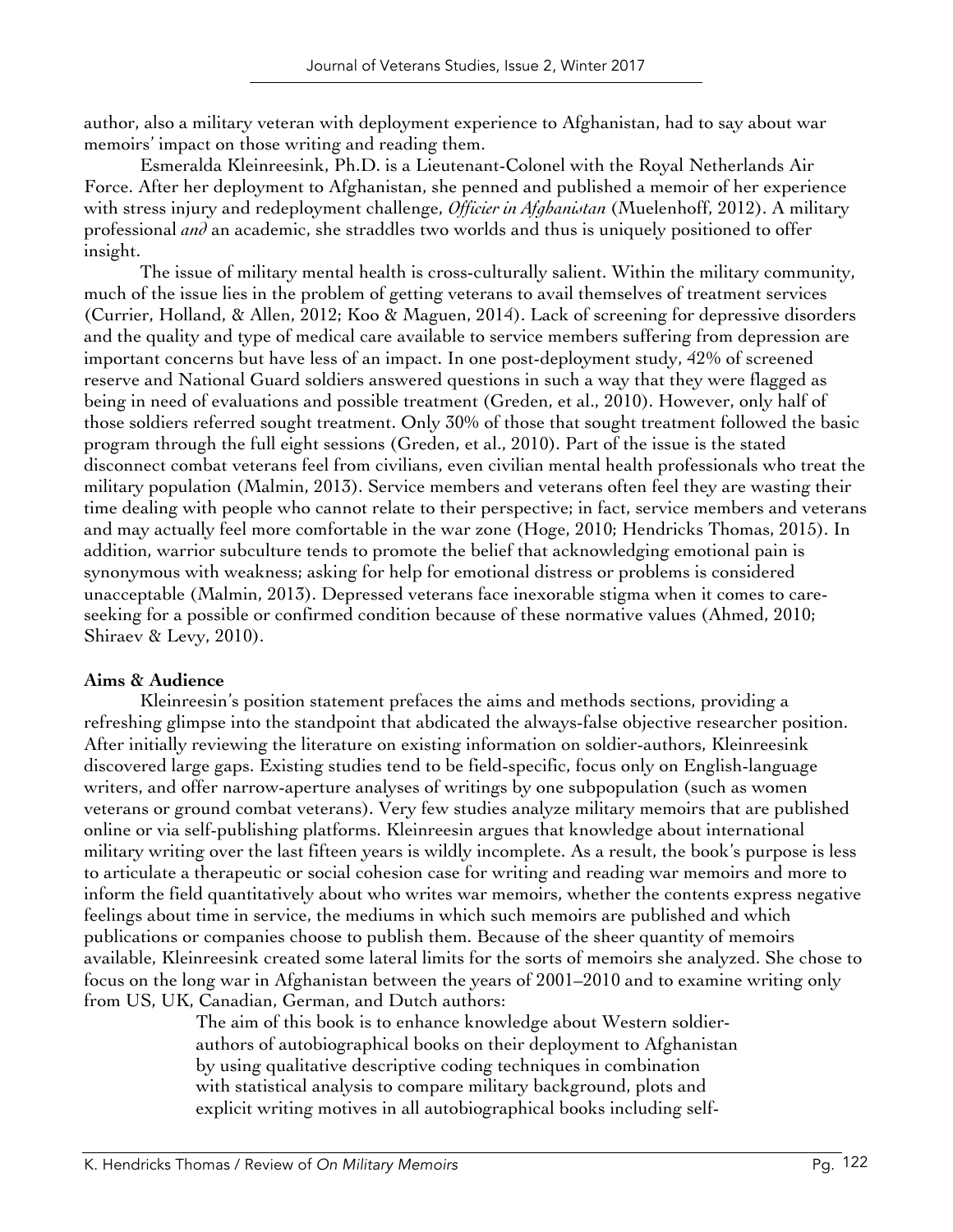author, also a military veteran with deployment experience to Afghanistan, had to say about war memoirs' impact on those writing and reading them.

Esmeralda Kleinreesink, Ph.D. is a Lieutenant-Colonel with the Royal Netherlands Air Force. After her deployment to Afghanistan, she penned and published a memoir of her experience with stress injury and redeployment challenge, *Officier in Afghanistan* (Muelenhoff, 2012). A military professional *and* an academic, she straddles two worlds and thus is uniquely positioned to offer insight.

The issue of military mental health is cross-culturally salient. Within the military community, much of the issue lies in the problem of getting veterans to avail themselves of treatment services (Currier, Holland, & Allen, 2012; Koo & Maguen, 2014). Lack of screening for depressive disorders and the quality and type of medical care available to service members suffering from depression are important concerns but have less of an impact. In one post-deployment study, 42% of screened reserve and National Guard soldiers answered questions in such a way that they were flagged as being in need of evaluations and possible treatment (Greden, et al., 2010). However, only half of those soldiers referred sought treatment. Only 30% of those that sought treatment followed the basic program through the full eight sessions (Greden, et al., 2010). Part of the issue is the stated disconnect combat veterans feel from civilians, even civilian mental health professionals who treat the military population (Malmin, 2013). Service members and veterans often feel they are wasting their time dealing with people who cannot relate to their perspective; in fact, service members and veterans and may actually feel more comfortable in the war zone (Hoge, 2010; Hendricks Thomas, 2015). In addition, warrior subculture tends to promote the belief that acknowledging emotional pain is synonymous with weakness; asking for help for emotional distress or problems is considered unacceptable (Malmin, 2013). Depressed veterans face inexorable stigma when it comes to care-seeking for a possible or confirmed condition because of these normative values (Ahmed, 2010; Shiraev & Levy, 2010).

**Aims & Audience**

Kleinreesin's position statement prefaces the aims and methods sections, providing a refreshing glimpse into the standpoint that abdicated the always-false objective researcher position. After initially reviewing the literature on existing information on soldier-authors, Kleinreesink discovered large gaps. Existing studies tend to be field-specific, focus only on English-language writers, and offer narrow-aperture analyses of writings by one subpopulation (such as women veterans or ground combat veterans). Very few studies analyze military memoirs that are published online or via self-publishing platforms. Kleinreesin argues that knowledge about international military writing over the last fifteen years is wildly incomplete. As a result, the book's purpose is less to articulate a therapeutic or social cohesion case for writing and reading war memoirs and more to inform the field quantitatively about who writes war memoirs, whether the contents express negative feelings about time in service, the mediums in which such memoirs are published and which publications or companies choose to publish them. Because of the sheer quantity of memoirs available, Kleinreesink created some lateral limits for the sorts of memoirs she analyzed. She chose to focus on the long war in Afghanistan between the years of 2001–2010 and to examine writing only from US, UK, Canadian, German, and Dutch authors:

> The aim of this book is to enhance knowledge about Western soldier-authors of autobiographical books on their deployment to Afghanistan by using qualitative descriptive coding techniques in combination with statistical analysis to compare military background, plots and explicit writing motives in all autobiographical books including self-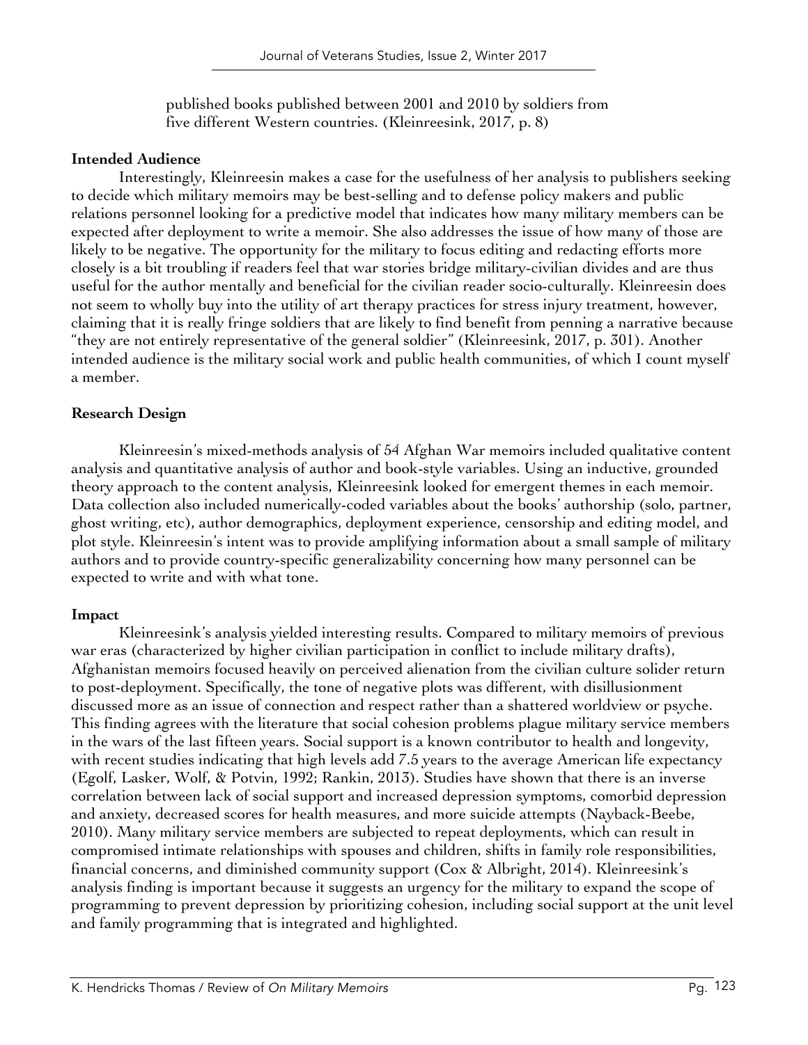published books published between 2001 and 2010 by soldiers from five different Western countries. (Kleinreesink, 2017, p. 8)

**Intended Audience**

Interestingly, Kleinreesin makes a case for the usefulness of her analysis to publishers seeking to decide which military memoirs may be best-selling and to defense policy makers and public relations personnel looking for a predictive model that indicates how many military members can be expected after deployment to write a memoir. She also addresses the issue of how many of those are likely to be negative. The opportunity for the military to focus editing and redacting efforts more closely is a bit troubling if readers feel that war stories bridge military-civilian divides and are thus useful for the author mentally and beneficial for the civilian reader socio-culturally. Kleinreesin does not seem to wholly buy into the utility of art therapy practices for stress injury treatment, however, claiming that it is really fringe soldiers that are likely to find benefit from penning a narrative because "they are not entirely representative of the general soldier" (Kleinreesink, 2017, p. 301). Another intended audience is the military social work and public health communities, of which I count myself a member.

**Research Design**

Kleinreesin's mixed-methods analysis of 54 Afghan War memoirs included qualitative content analysis and quantitative analysis of author and book-style variables. Using an inductive, grounded theory approach to the content analysis, Kleinreesink looked for emergent themes in each memoir. Data collection also included numerically-coded variables about the books' authorship (solo, partner, ghost writing, etc), author demographics, deployment experience, censorship and editing model, and plot style. Kleinreesin's intent was to provide amplifying information about a small sample of military authors and to provide country-specific generalizability concerning how many personnel can be expected to write and with what tone.

**Impact**

Kleinreesink's analysis yielded interesting results. Compared to military memoirs of previous war eras (characterized by higher civilian participation in conflict to include military drafts), Afghanistan memoirs focused heavily on perceived alienation from the civilian culture solider return to post-deployment. Specifically, the tone of negative plots was different, with disillusionment discussed more as an issue of connection and respect rather than a shattered worldview or psyche. This finding agrees with the literature that social cohesion problems plague military service members in the wars of the last fifteen years. Social support is a known contributor to health and longevity, with recent studies indicating that high levels add 7.5 years to the average American life expectancy (Egolf, Lasker, Wolf, & Potvin, 1992; Rankin, 2013). Studies have shown that there is an inverse correlation between lack of social support and increased depression symptoms, comorbid depression and anxiety, decreased scores for health measures, and more suicide attempts (Nayback-Beebe, 2010). Many military service members are subjected to repeat deployments, which can result in compromised intimate relationships with spouses and children, shifts in family role responsibilities, financial concerns, and diminished community support (Cox & Albright, 2014). Kleinreesink's analysis finding is important because it suggests an urgency for the military to expand the scope of programming to prevent depression by prioritizing cohesion, including social support at the unit level and family programming that is integrated and highlighted.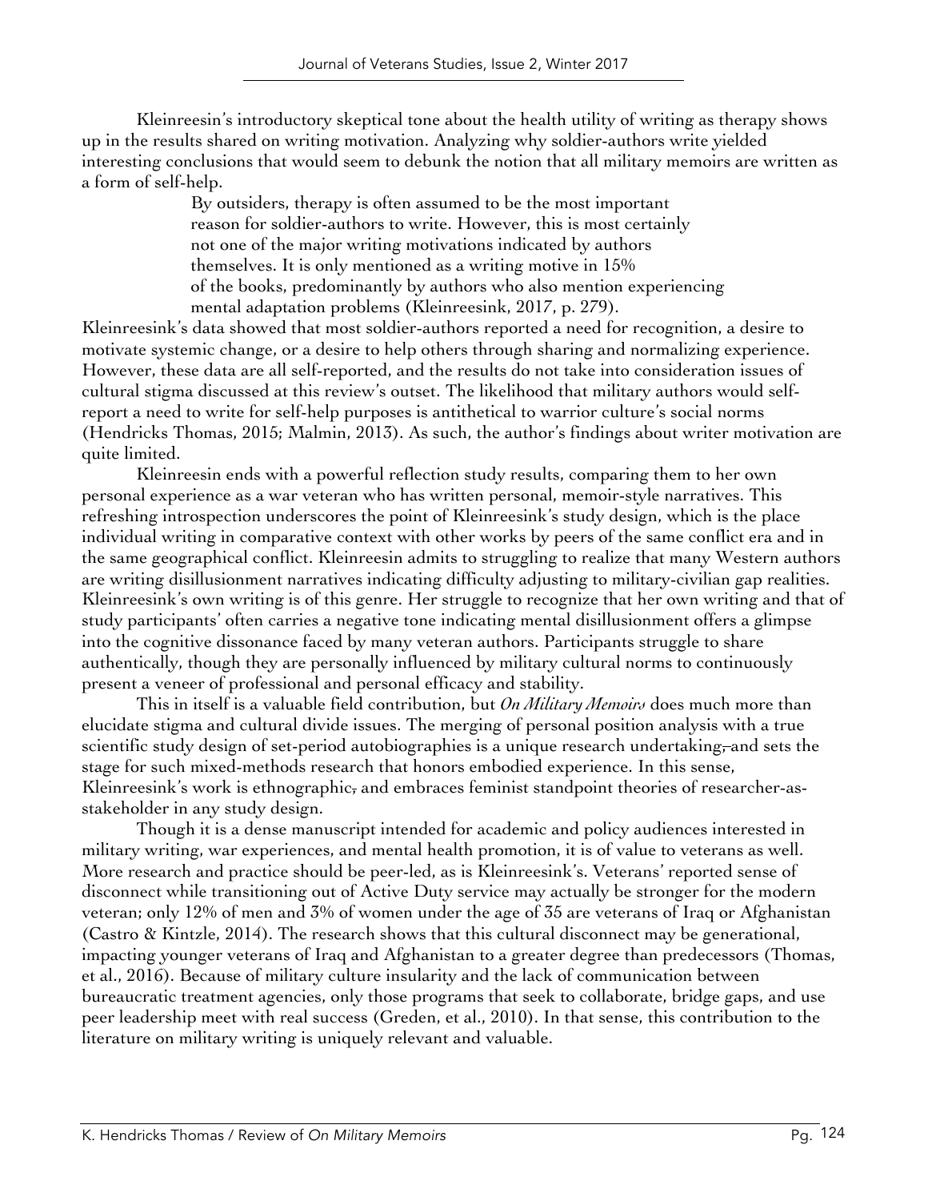Kleinreesin's introductory skeptical tone about the health utility of writing as therapy shows up in the results shared on writing motivation. Analyzing why soldier-authors write yielded interesting conclusions that would seem to debunk the notion that all military memoirs are written as a form of self-help.

> By outsiders, therapy is often assumed to be the most important reason for soldier-authors to write. However, this is most certainly not one of the major writing motivations indicated by authors themselves. It is only mentioned as a writing motive in 15% of the books, predominantly by authors who also mention experiencing mental adaptation problems (Kleinreesink, 2017, p. 279).

Kleinreesink's data showed that most soldier-authors reported a need for recognition, a desire to motivate systemic change, or a desire to help others through sharing and normalizing experience. However, these data are all self-reported, and the results do not take into consideration issues of cultural stigma discussed at this review's outset. The likelihood that military authors would self-report a need to write for self-help purposes is antithetical to warrior culture's social norms (Hendricks Thomas, 2015; Malmin, 2013). As such, the author's findings about writer motivation are quite limited.

Kleinreesin ends with a powerful reflection study results, comparing them to her own personal experience as a war veteran who has written personal, memoir-style narratives. This refreshing introspection underscores the point of Kleinreesink's study design, which is the place individual writing in comparative context with other works by peers of the same conflict era and in the same geographical conflict. Kleinreesin admits to struggling to realize that many Western authors are writing disillusionment narratives indicating difficulty adjusting to military-civilian gap realities. Kleinreesink's own writing is of this genre. Her struggle to recognize that her own writing and that of study participants' often carries a negative tone indicating mental disillusionment offers a glimpse into the cognitive dissonance faced by many veteran authors. Participants struggle to share authentically, though they are personally influenced by military cultural norms to continuously present a veneer of professional and personal efficacy and stability.

This in itself is a valuable field contribution, but *On Military Memoirs* does much more than elucidate stigma and cultural divide issues. The merging of personal position analysis with a true scientific study design of set-period autobiographies is a unique research undertaking, and sets the stage for such mixed-methods research that honors embodied experience. In this sense, Kleinreesink's work is ethnographic, and embraces feminist standpoint theories of researcher-as-stakeholder in any study design.

Though it is a dense manuscript intended for academic and policy audiences interested in military writing, war experiences, and mental health promotion, it is of value to veterans as well. More research and practice should be peer-led, as is Kleinreesink's. Veterans' reported sense of disconnect while transitioning out of Active Duty service may actually be stronger for the modern veteran; only 12% of men and 3% of women under the age of 35 are veterans of Iraq or Afghanistan (Castro & Kintzle, 2014). The research shows that this cultural disconnect may be generational, impacting younger veterans of Iraq and Afghanistan to a greater degree than predecessors (Thomas, et al., 2016). Because of military culture insularity and the lack of communication between bureaucratic treatment agencies, only those programs that seek to collaborate, bridge gaps, and use peer leadership meet with real success (Greden, et al., 2010). In that sense, this contribution to the literature on military writing is uniquely relevant and valuable.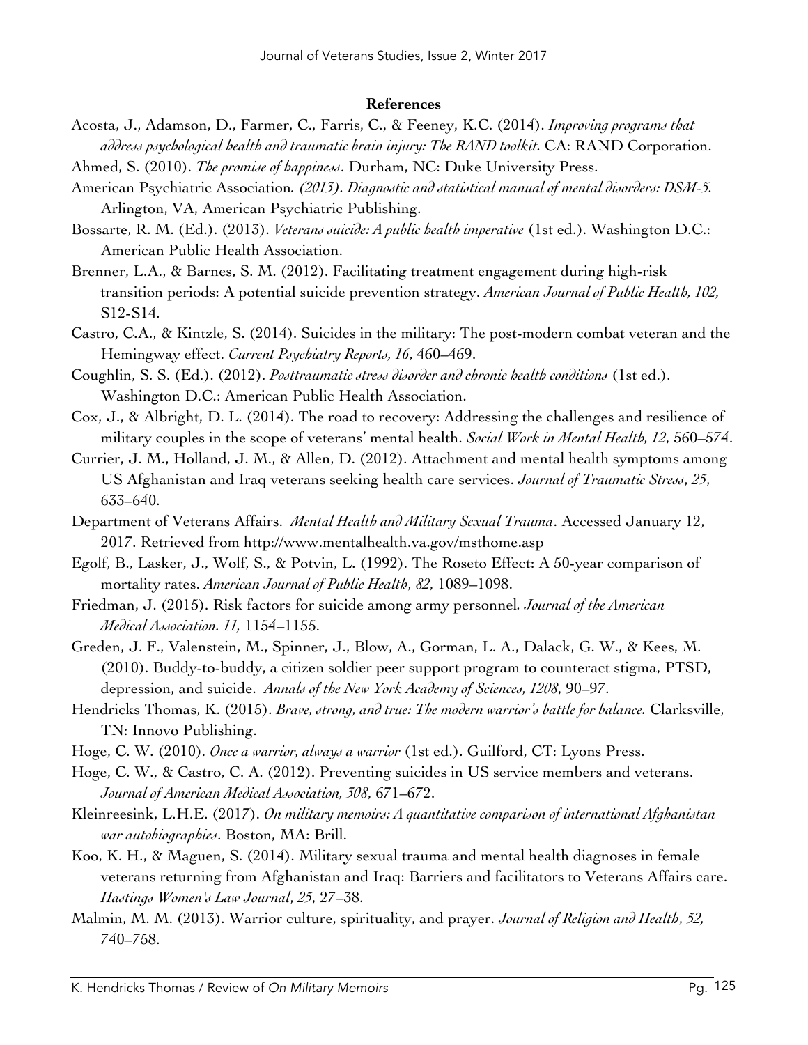**References**

Acosta, J., Adamson, D., Farmer, C., Farris, C., & Feeney, K.C. (2014). *Improving programs that address psychological health and traumatic brain injury: The RAND toolkit.* CA: RAND Corporation.

Ahmed, S. (2010). *The promise of happiness*. Durham, NC: Duke University Press.

American Psychiatric Association*. (2013). Diagnostic and statistical manual of mental disorders: DSM-5.* Arlington, VA, American Psychiatric Publishing.

Bossarte, R. M. (Ed.). (2013). *Veterans suicide: A public health imperative* (1st ed.). Washington D.C.: American Public Health Association.

Brenner, L.A., & Barnes, S. M. (2012). Facilitating treatment engagement during high-risk transition periods: A potential suicide prevention strategy. *American Journal of Public Health, 102,* S12-S14.

Castro, C.A., & Kintzle, S. (2014). Suicides in the military: The post-modern combat veteran and the Hemingway effect. *Current Psychiatry Reports, 16*, 460–469.

Coughlin, S. S. (Ed.). (2012). *Posttraumatic stress disorder and chronic health conditions* (1st ed.). Washington D.C.: American Public Health Association.

Cox, J., & Albright, D. L. (2014). The road to recovery: Addressing the challenges and resilience of military couples in the scope of veterans' mental health. *Social Work in Mental Health, 12*, 560–574.

Currier, J. M., Holland, J. M., & Allen, D. (2012). Attachment and mental health symptoms among US Afghanistan and Iraq veterans seeking health care services. *Journal of Traumatic Stress*, *25*, 633–640.

Department of Veterans Affairs. *Mental Health and Military Sexual Trauma*. Accessed January 12, 2017. Retrieved from http://www.mentalhealth.va.gov/msthome.asp

Egolf, B., Lasker, J., Wolf, S., & Potvin, L. (1992). The Roseto Effect: A 50-year comparison of mortality rates. *American Journal of Public Health*, *82*, 1089–1098.

Friedman, J. (2015). Risk factors for suicide among army personnel*. Journal of the American Medical Association. 11,* 1154–1155.

Greden, J. F., Valenstein, M., Spinner, J., Blow, A., Gorman, L. A., Dalack, G. W., & Kees, M. (2010). Buddy-to-buddy, a citizen soldier peer support program to counteract stigma, PTSD, depression, and suicide. *Annals of the New York Academy of Sciences, 1208*, 90–97.

Hendricks Thomas, K. (2015). *Brave, strong, and true: The modern warrior's battle for balance.* Clarksville, TN: Innovo Publishing.

Hoge, C. W. (2010). *Once a warrior, always a warrior* (1st ed.). Guilford, CT: Lyons Press.

Hoge, C. W., & Castro, C. A. (2012). Preventing suicides in US service members and veterans. *Journal of American Medical Association, 308*, 671–672.

Kleinreesink, L.H.E. (2017). *On military memoirs: A quantitative comparison of international Afghanistan war autobiographies*. Boston, MA: Brill.

Koo, K. H., & Maguen, S. (2014). Military sexual trauma and mental health diagnoses in female veterans returning from Afghanistan and Iraq: Barriers and facilitators to Veterans Affairs care. *Hastings Women's Law Journal*, *25*, 27–38.

Malmin, M. M. (2013). Warrior culture, spirituality, and prayer. *Journal of Religion and Health*, *52*, 740–758.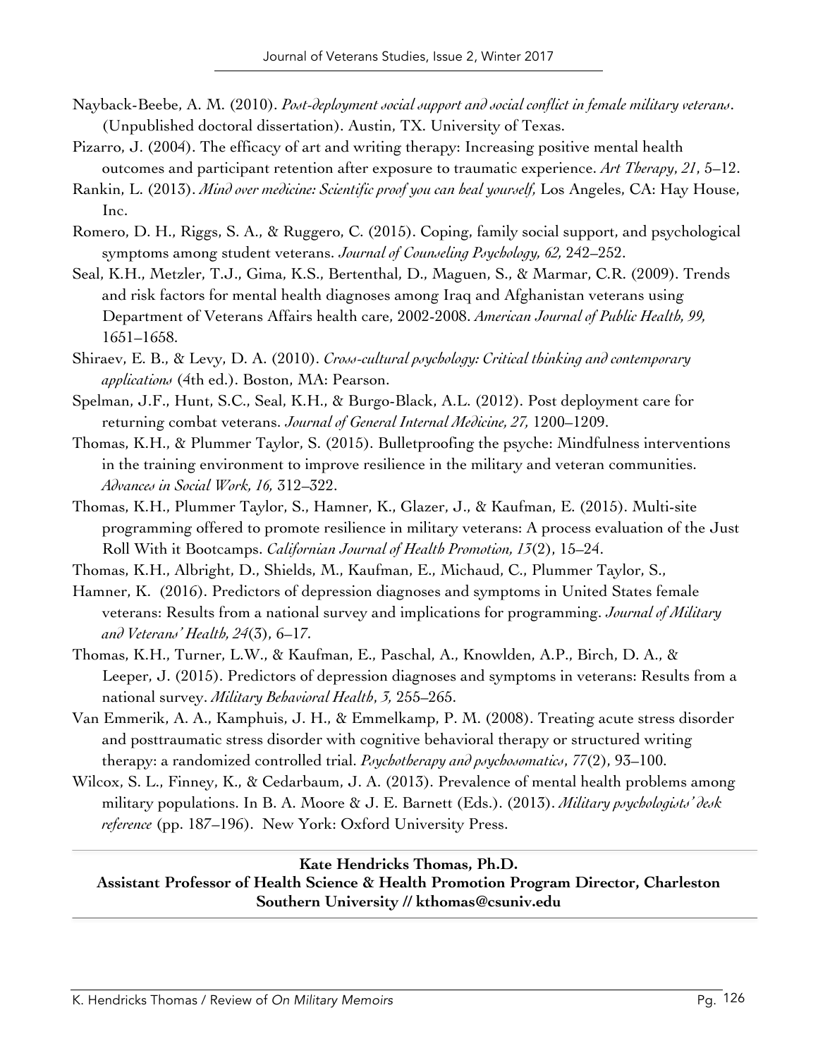Nayback-Beebe, A. M. (2010). *Post-deployment social support and social conflict in female military veterans*. (Unpublished doctoral dissertation). Austin, TX. University of Texas.

Pizarro, J. (2004). The efficacy of art and writing therapy: Increasing positive mental health outcomes and participant retention after exposure to traumatic experience. *Art Therapy*, *21*, 5–12.

Rankin, L. (2013). *Mind over medicine: Scientific proof you can heal yourself,* Los Angeles, CA: Hay House, Inc.

Romero, D. H., Riggs, S. A., & Ruggero, C. (2015). Coping, family social support, and psychological symptoms among student veterans. *Journal of Counseling Psychology, 62,* 242–252.

Seal, K.H., Metzler, T.J., Gima, K.S., Bertenthal, D., Maguen, S., & Marmar, C.R. (2009). Trends and risk factors for mental health diagnoses among Iraq and Afghanistan veterans using Department of Veterans Affairs health care, 2002-2008. *American Journal of Public Health, 99,* 1651–1658.

Shiraev, E. B., & Levy, D. A. (2010). *Cross-cultural psychology: Critical thinking and contemporary applications* (4th ed.). Boston, MA: Pearson.

Spelman, J.F., Hunt, S.C., Seal, K.H., & Burgo-Black, A.L. (2012). Post deployment care for returning combat veterans. *Journal of General Internal Medicine, 27,* 1200–1209.

Thomas, K.H., & Plummer Taylor, S. (2015). Bulletproofing the psyche: Mindfulness interventions in the training environment to improve resilience in the military and veteran communities. *Advances in Social Work, 16,* 312–322.

Thomas, K.H., Plummer Taylor, S., Hamner, K., Glazer, J., & Kaufman, E. (2015). Multi-site programming offered to promote resilience in military veterans: A process evaluation of the Just Roll With it Bootcamps. *Californian Journal of Health Promotion, 13*(2), 15–24.

Thomas, K.H., Albright, D., Shields, M., Kaufman, E., Michaud, C., Plummer Taylor, S., Hamner, K. (2016). Predictors of depression diagnoses and symptoms in United States female veterans: Results from a national survey and implications for programming. *Journal of Military and Veterans' Health, 24*(3), 6–17.

Thomas, K.H., Turner, L.W., & Kaufman, E., Paschal, A., Knowlden, A.P., Birch, D. A., & Leeper, J. (2015). Predictors of depression diagnoses and symptoms in veterans: Results from a national survey. *Military Behavioral Health*, *3,* 255–265.

Van Emmerik, A. A., Kamphuis, J. H., & Emmelkamp, P. M. (2008). Treating acute stress disorder and posttraumatic stress disorder with cognitive behavioral therapy or structured writing therapy: a randomized controlled trial. *Psychotherapy and psychosomatics*, *77*(2), 93–100.

Wilcox, S. L., Finney, K., & Cedarbaum, J. A. (2013). Prevalence of mental health problems among military populations. In B. A. Moore & J. E. Barnett (Eds.). (2013). *Military psychologists' desk reference* (pp. 187–196). New York: Oxford University Press.

---

**Kate Hendricks Thomas, Ph.D.**
**Assistant Professor of Health Science & Health Promotion Program Director, Charleston Southern University // kthomas@csuniv.edu**

---